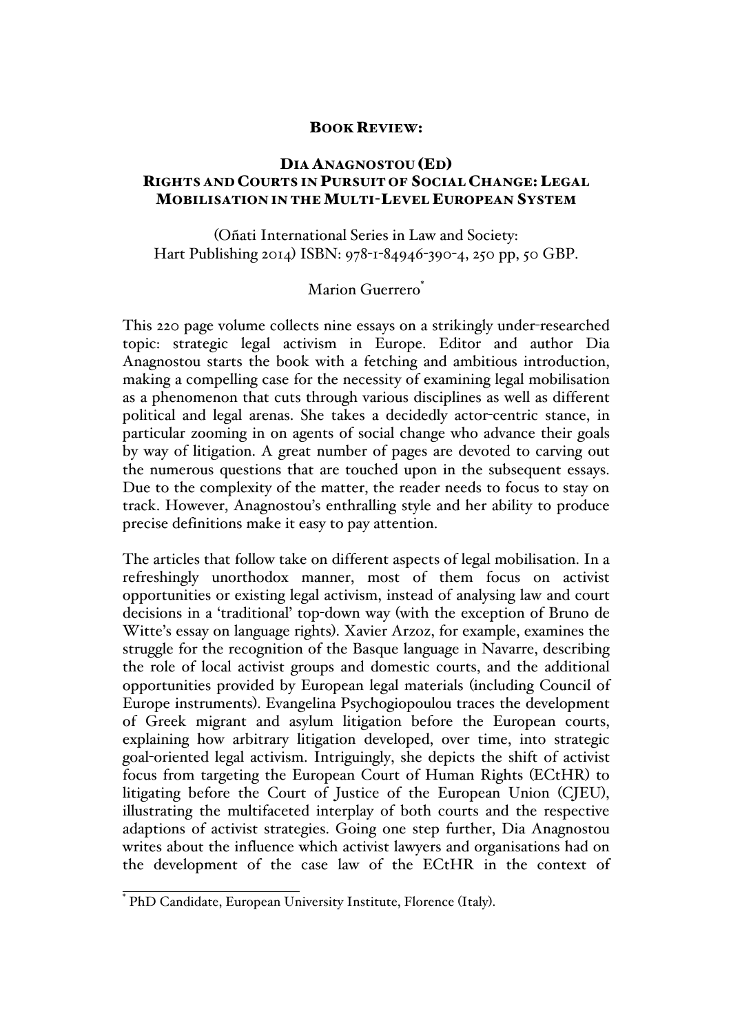**BOOK REVIEW:**

**DIA ANAGNOSTOU (ED)**
**RIGHTS AND COURTS IN PURSUIT OF SOCIAL CHANGE: LEGAL MOBILISATION IN THE MULTI-LEVEL EUROPEAN SYSTEM**

(Oñati International Series in Law and Society:
Hart Publishing 2014) ISBN: 978-1-84946-390-4, 250 pp, 50 GBP.

Marion Guerrero[*]

This 220 page volume collects nine essays on a strikingly under-researched topic: strategic legal activism in Europe. Editor and author Dia Anagnostou starts the book with a fetching and ambitious introduction, making a compelling case for the necessity of examining legal mobilisation as a phenomenon that cuts through various disciplines as well as different political and legal arenas. She takes a decidedly actor-centric stance, in particular zooming in on agents of social change who advance their goals by way of litigation. A great number of pages are devoted to carving out the numerous questions that are touched upon in the subsequent essays. Due to the complexity of the matter, the reader needs to focus to stay on track. However, Anagnostou's enthralling style and her ability to produce precise definitions make it easy to pay attention.

The articles that follow take on different aspects of legal mobilisation. In a refreshingly unorthodox manner, most of them focus on activist opportunities or existing legal activism, instead of analysing law and court decisions in a 'traditional' top-down way (with the exception of Bruno de Witte's essay on language rights). Xavier Arzoz, for example, examines the struggle for the recognition of the Basque language in Navarre, describing the role of local activist groups and domestic courts, and the additional opportunities provided by European legal materials (including Council of Europe instruments). Evangelina Psychogiopoulou traces the development of Greek migrant and asylum litigation before the European courts, explaining how arbitrary litigation developed, over time, into strategic goal-oriented legal activism. Intriguingly, she depicts the shift of activist focus from targeting the European Court of Human Rights (ECtHR) to litigating before the Court of Justice of the European Union (CJEU), illustrating the multifaceted interplay of both courts and the respective adaptions of activist strategies. Going one step further, Dia Anagnostou writes about the influence which activist lawyers and organisations had on the development of the case law of the ECtHR in the context of

[*] PhD Candidate, European University Institute, Florence (Italy).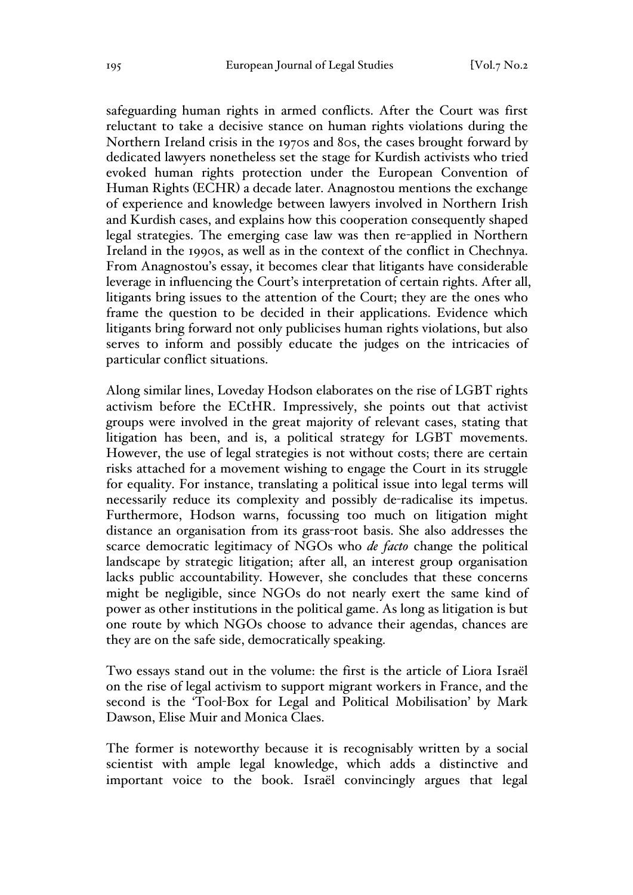safeguarding human rights in armed conflicts. After the Court was first reluctant to take a decisive stance on human rights violations during the Northern Ireland crisis in the 1970s and 80s, the cases brought forward by dedicated lawyers nonetheless set the stage for Kurdish activists who tried evoked human rights protection under the European Convention of Human Rights (ECHR) a decade later. Anagnostou mentions the exchange of experience and knowledge between lawyers involved in Northern Irish and Kurdish cases, and explains how this cooperation consequently shaped legal strategies. The emerging case law was then re-applied in Northern Ireland in the 1990s, as well as in the context of the conflict in Chechnya. From Anagnostou's essay, it becomes clear that litigants have considerable leverage in influencing the Court's interpretation of certain rights. After all, litigants bring issues to the attention of the Court; they are the ones who frame the question to be decided in their applications. Evidence which litigants bring forward not only publicises human rights violations, but also serves to inform and possibly educate the judges on the intricacies of particular conflict situations.

Along similar lines, Loveday Hodson elaborates on the rise of LGBT rights activism before the ECtHR. Impressively, she points out that activist groups were involved in the great majority of relevant cases, stating that litigation has been, and is, a political strategy for LGBT movements. However, the use of legal strategies is not without costs; there are certain risks attached for a movement wishing to engage the Court in its struggle for equality. For instance, translating a political issue into legal terms will necessarily reduce its complexity and possibly de-radicalise its impetus. Furthermore, Hodson warns, focussing too much on litigation might distance an organisation from its grass-root basis. She also addresses the scarce democratic legitimacy of NGOs who *de facto* change the political landscape by strategic litigation; after all, an interest group organisation lacks public accountability. However, she concludes that these concerns might be negligible, since NGOs do not nearly exert the same kind of power as other institutions in the political game. As long as litigation is but one route by which NGOs choose to advance their agendas, chances are they are on the safe side, democratically speaking.

Two essays stand out in the volume: the first is the article of Liora Israël on the rise of legal activism to support migrant workers in France, and the second is the 'Tool-Box for Legal and Political Mobilisation' by Mark Dawson, Elise Muir and Monica Claes.

The former is noteworthy because it is recognisably written by a social scientist with ample legal knowledge, which adds a distinctive and important voice to the book. Israël convincingly argues that legal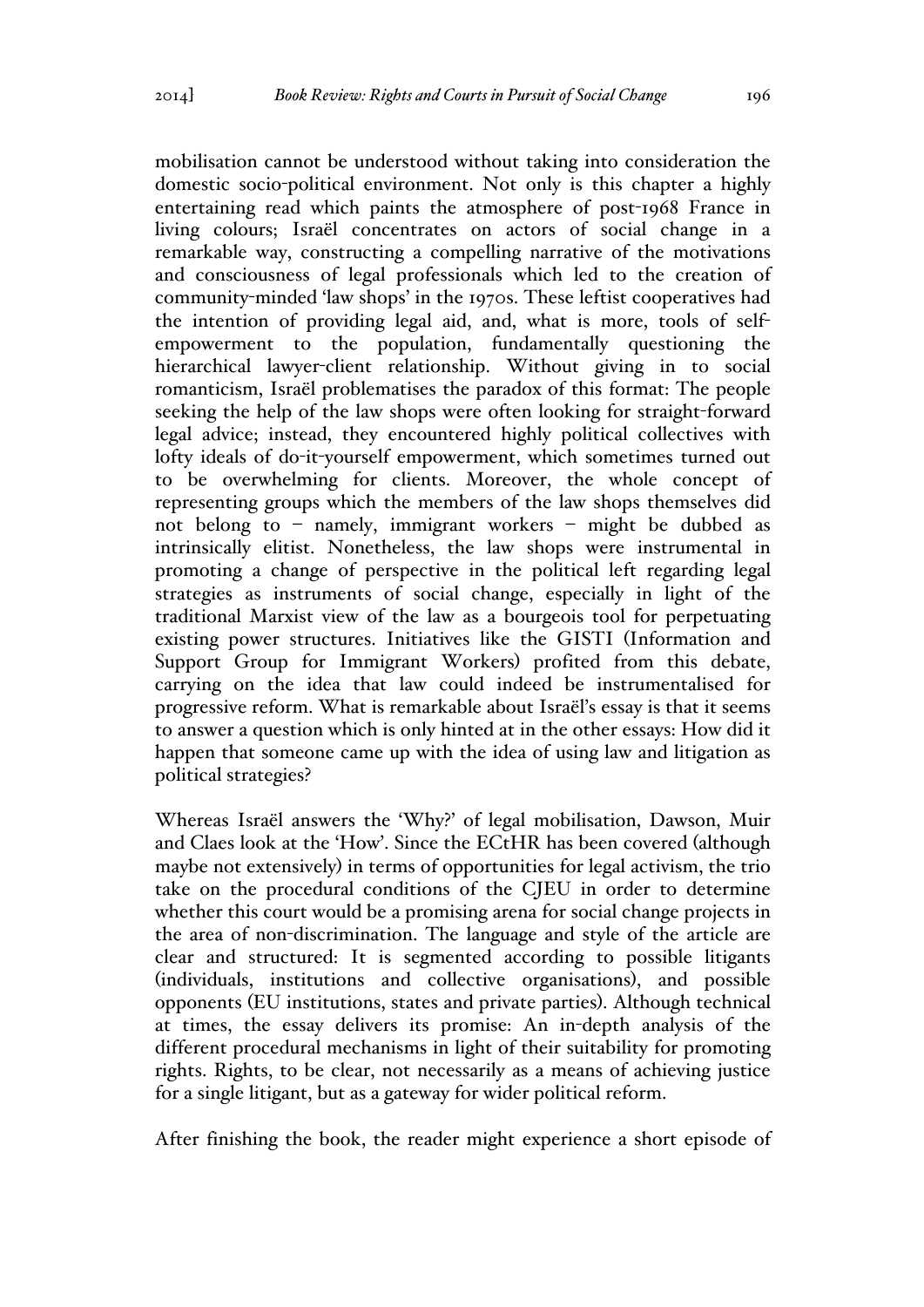mobilisation cannot be understood without taking into consideration the domestic socio-political environment. Not only is this chapter a highly entertaining read which paints the atmosphere of post-1968 France in living colours; Israël concentrates on actors of social change in a remarkable way, constructing a compelling narrative of the motivations and consciousness of legal professionals which led to the creation of community-minded 'law shops' in the 1970s. These leftist cooperatives had the intention of providing legal aid, and, what is more, tools of self-empowerment to the population, fundamentally questioning the hierarchical lawyer-client relationship. Without giving in to social romanticism, Israël problematises the paradox of this format: The people seeking the help of the law shops were often looking for straight-forward legal advice; instead, they encountered highly political collectives with lofty ideals of do-it-yourself empowerment, which sometimes turned out to be overwhelming for clients. Moreover, the whole concept of representing groups which the members of the law shops themselves did not belong to – namely, immigrant workers – might be dubbed as intrinsically elitist. Nonetheless, the law shops were instrumental in promoting a change of perspective in the political left regarding legal strategies as instruments of social change, especially in light of the traditional Marxist view of the law as a bourgeois tool for perpetuating existing power structures. Initiatives like the GISTI (Information and Support Group for Immigrant Workers) profited from this debate, carrying on the idea that law could indeed be instrumentalised for progressive reform. What is remarkable about Israël's essay is that it seems to answer a question which is only hinted at in the other essays: How did it happen that someone came up with the idea of using law and litigation as political strategies?

Whereas Israël answers the 'Why?' of legal mobilisation, Dawson, Muir and Claes look at the 'How'. Since the ECtHR has been covered (although maybe not extensively) in terms of opportunities for legal activism, the trio take on the procedural conditions of the CJEU in order to determine whether this court would be a promising arena for social change projects in the area of non-discrimination. The language and style of the article are clear and structured: It is segmented according to possible litigants (individuals, institutions and collective organisations), and possible opponents (EU institutions, states and private parties). Although technical at times, the essay delivers its promise: An in-depth analysis of the different procedural mechanisms in light of their suitability for promoting rights. Rights, to be clear, not necessarily as a means of achieving justice for a single litigant, but as a gateway for wider political reform.

After finishing the book, the reader might experience a short episode of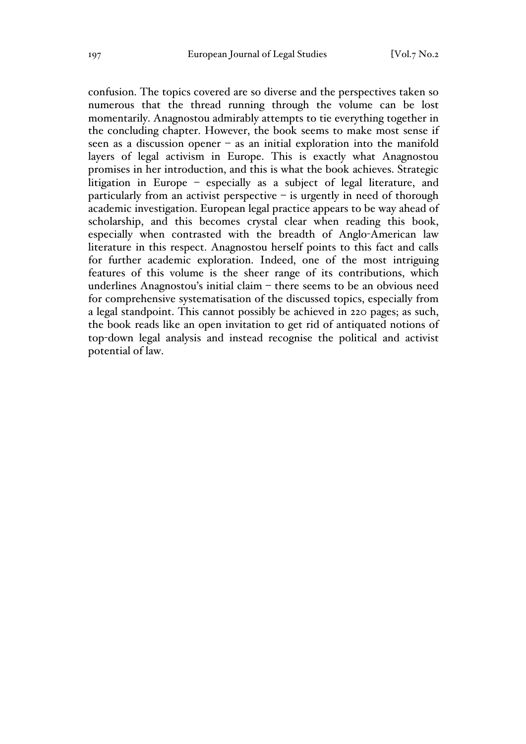confusion. The topics covered are so diverse and the perspectives taken so numerous that the thread running through the volume can be lost momentarily. Anagnostou admirably attempts to tie everything together in the concluding chapter. However, the book seems to make most sense if seen as a discussion opener – as an initial exploration into the manifold layers of legal activism in Europe. This is exactly what Anagnostou promises in her introduction, and this is what the book achieves. Strategic litigation in Europe – especially as a subject of legal literature, and particularly from an activist perspective – is urgently in need of thorough academic investigation. European legal practice appears to be way ahead of scholarship, and this becomes crystal clear when reading this book, especially when contrasted with the breadth of Anglo-American law literature in this respect. Anagnostou herself points to this fact and calls for further academic exploration. Indeed, one of the most intriguing features of this volume is the sheer range of its contributions, which underlines Anagnostou's initial claim – there seems to be an obvious need for comprehensive systematisation of the discussed topics, especially from a legal standpoint. This cannot possibly be achieved in 220 pages; as such, the book reads like an open invitation to get rid of antiquated notions of top-down legal analysis and instead recognise the political and activist potential of law.